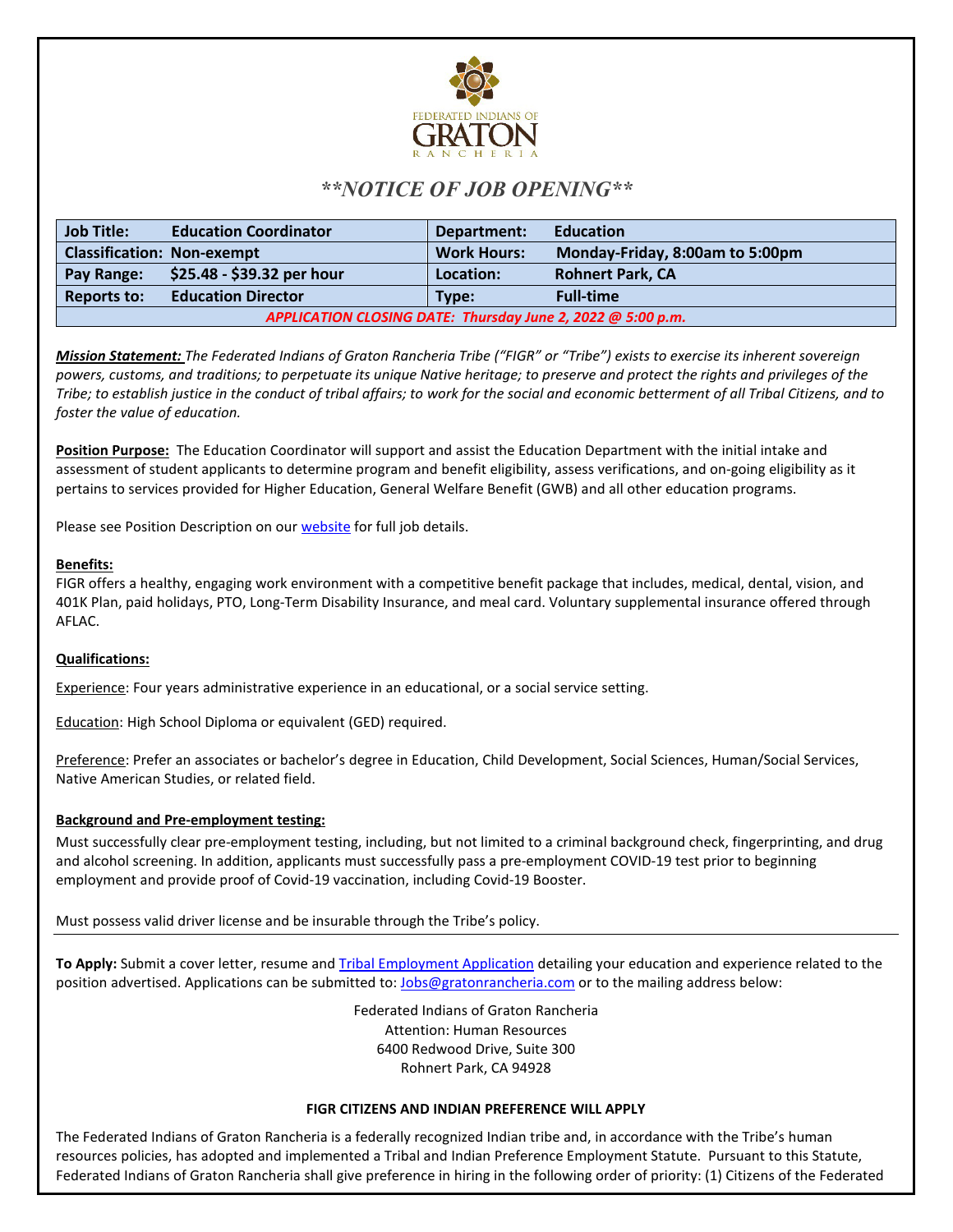FEDERATED INDIANS OF GRATON RANCHERIA

# **NOTICE OF JOB OPENING**

| **Job Title:** **Education Coordinator** | **Department:** **Education** |
|---|---|
| **Classification: Non-exempt** | **Work Hours:** **Monday-Friday, 8:00am to 5:00pm** |
| **Pay Range:** **$25.48 - $39.32 per hour** | **Location:** **Rohnert Park, CA** |
| **Reports to:** **Education Director** | **Type:** **Full-time** |
| ***APPLICATION CLOSING DATE: Thursday June 2, 2022 @ 5:00 p.m.*** | |

***Mission Statement:*** *The Federated Indians of Graton Rancheria Tribe ("FIGR" or "Tribe") exists to exercise its inherent sovereign powers, customs, and traditions; to perpetuate its unique Native heritage; to preserve and protect the rights and privileges of the Tribe; to establish justice in the conduct of tribal affairs; to work for the social and economic betterment of all Tribal Citizens, and to foster the value of education.*

**Position Purpose:** The Education Coordinator will support and assist the Education Department with the initial intake and assessment of student applicants to determine program and benefit eligibility, assess verifications, and on-going eligibility as it pertains to services provided for Higher Education, General Welfare Benefit (GWB) and all other education programs.

Please see Position Description on our website for full job details.

**Benefits:**
FIGR offers a healthy, engaging work environment with a competitive benefit package that includes, medical, dental, vision, and 401K Plan, paid holidays, PTO, Long-Term Disability Insurance, and meal card. Voluntary supplemental insurance offered through AFLAC.

**Qualifications:**

Experience: Four years administrative experience in an educational, or a social service setting.

Education: High School Diploma or equivalent (GED) required.

Preference: Prefer an associates or bachelor's degree in Education, Child Development, Social Sciences, Human/Social Services, Native American Studies, or related field.

**Background and Pre-employment testing:**
Must successfully clear pre-employment testing, including, but not limited to a criminal background check, fingerprinting, and drug and alcohol screening. In addition, applicants must successfully pass a pre-employment COVID-19 test prior to beginning employment and provide proof of Covid-19 vaccination, including Covid-19 Booster.

Must possess valid driver license and be insurable through the Tribe's policy.

---

**To Apply:** Submit a cover letter, resume and Tribal Employment Application detailing your education and experience related to the position advertised. Applications can be submitted to: Jobs@gratonrancheria.com or to the mailing address below:

Federated Indians of Graton Rancheria
Attention: Human Resources
6400 Redwood Drive, Suite 300
Rohnert Park, CA 94928

**FIGR CITIZENS AND INDIAN PREFERENCE WILL APPLY**

The Federated Indians of Graton Rancheria is a federally recognized Indian tribe and, in accordance with the Tribe's human resources policies, has adopted and implemented a Tribal and Indian Preference Employment Statute. Pursuant to this Statute, Federated Indians of Graton Rancheria shall give preference in hiring in the following order of priority: (1) Citizens of the Federated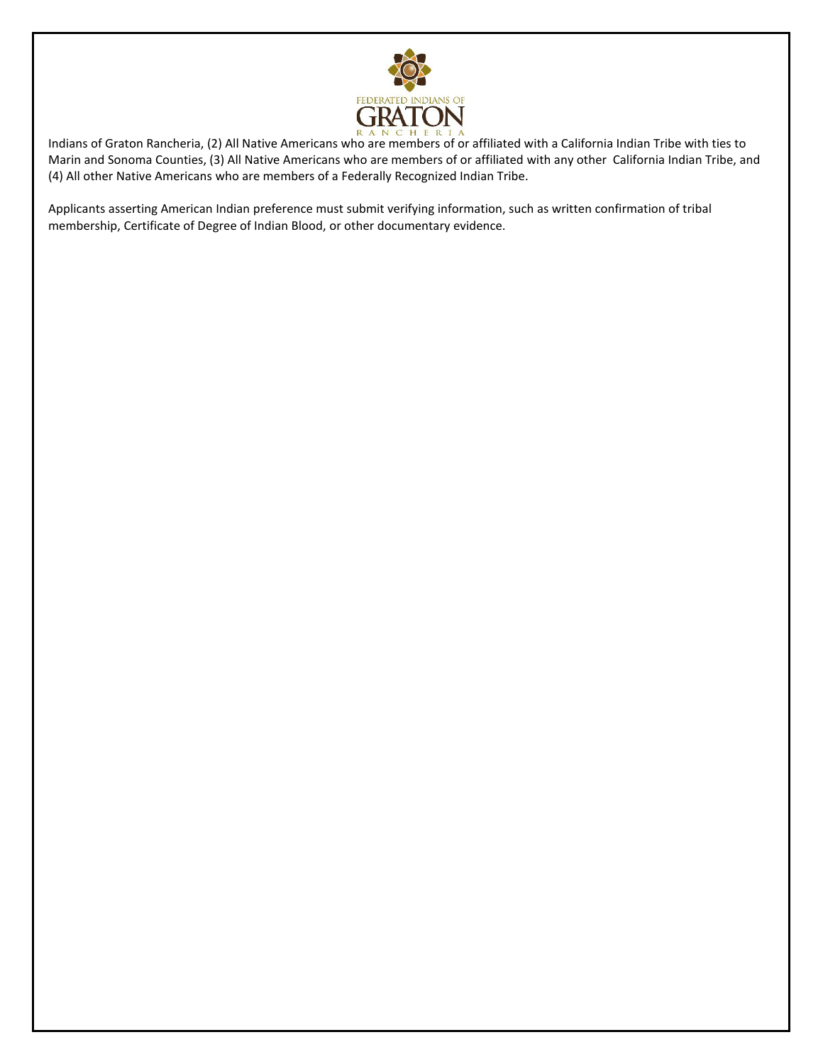FEDERATED INDIANS OF GRATON RANCHERIA

Indians of Graton Rancheria, (2) All Native Americans who are members of or affiliated with a California Indian Tribe with ties to Marin and Sonoma Counties, (3) All Native Americans who are members of or affiliated with any other California Indian Tribe, and (4) All other Native Americans who are members of a Federally Recognized Indian Tribe.

Applicants asserting American Indian preference must submit verifying information, such as written confirmation of tribal membership, Certificate of Degree of Indian Blood, or other documentary evidence.